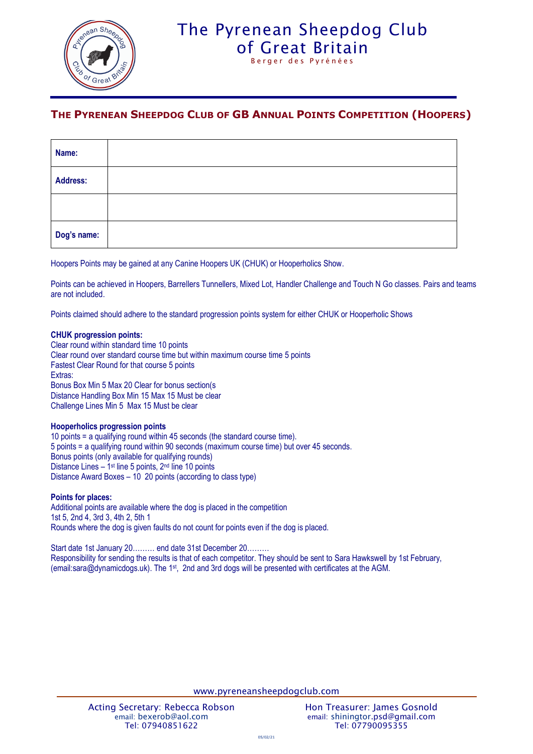# The Pyrenean Sheepdog Club of Great Britain

Berger des Pyrénées

## THE PYRENEAN SHEEPDOG CLUB OF GB ANNUAL POINTS COMPETITION (HOOPERS)

| **Name:** | |
|---|---|
| **Address:** | |
| | |
| **Dog's name:** | |

Hoopers Points may be gained at any Canine Hoopers UK (CHUK) or Hooperholics Show.

Points can be achieved in Hoopers, Barrellers Tunnellers, Mixed Lot, Handler Challenge and Touch N Go classes. Pairs and teams are not included.

Points claimed should adhere to the standard progression points system for either CHUK or Hooperholic Shows

**CHUK progression points:**
Clear round within standard time 10 points
Clear round over standard course time but within maximum course time 5 points
Fastest Clear Round for that course 5 points
Extras:
Bonus Box Min 5 Max 20 Clear for bonus section(s
Distance Handling Box Min 15 Max 15 Must be clear
Challenge Lines Min 5 Max 15 Must be clear

**Hooperholics progression points**
10 points = a qualifying round within 45 seconds (the standard course time).
5 points = a qualifying round within 90 seconds (maximum course time) but over 45 seconds.
Bonus points (only available for qualifying rounds)
Distance Lines – 1st line 5 points, 2nd line 10 points
Distance Award Boxes – 10 20 points (according to class type)

**Points for places:**
Additional points are available where the dog is placed in the competition
1st 5, 2nd 4, 3rd 3, 4th 2, 5th 1
Rounds where the dog is given faults do not count for points even if the dog is placed.

Start date 1st January 20……… end date 31st December 20………
Responsibility for sending the results is that of each competitor. They should be sent to Sara Hawkswell by 1st February, (email:sara@dynamicdogs.uk). The 1st, 2nd and 3rd dogs will be presented with certificates at the AGM.

www.pyreneansheepdogclub.com

Acting Secretary: Rebecca Robson
email: bexerob@aol.com
Tel: 07940851622

Hon Treasurer: James Gosnold
email: shiningtor.psd@gmail.com
Tel: 07790095355

05/02/21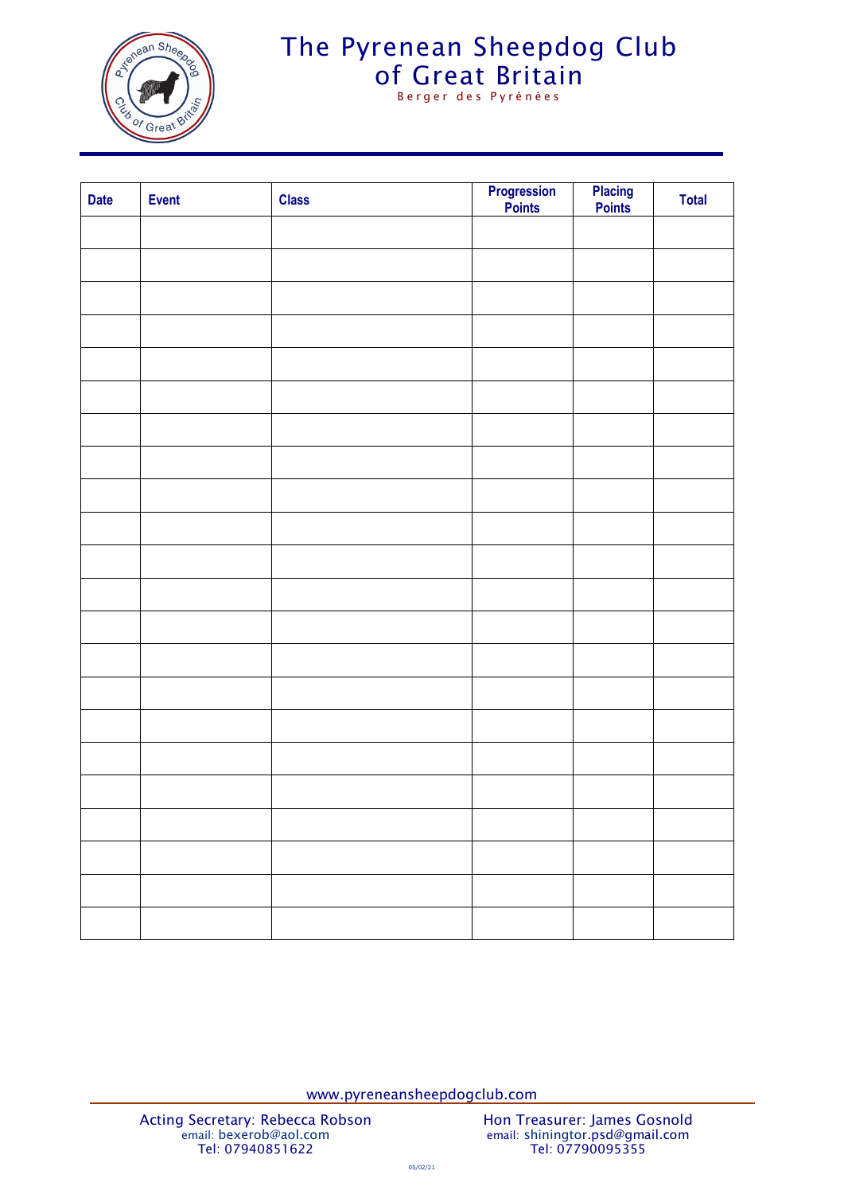# The Pyrenean Sheepdog Club of Great Britain

Berger des Pyrénées

| Date | Event | Class | Progression Points | Placing Points | Total |
|---|---|---|---|---|---|
| | | | | | |
| | | | | | |
| | | | | | |
| | | | | | |
| | | | | | |
| | | | | | |
| | | | | | |
| | | | | | |
| | | | | | |
| | | | | | |
| | | | | | |
| | | | | | |
| | | | | | |
| | | | | | |
| | | | | | |
| | | | | | |
| | | | | | |
| | | | | | |
| | | | | | |
| | | | | | |
| | | | | | |
| | | | | | |

www.pyreneansheepdogclub.com

Acting Secretary: Rebecca Robson
email: bexerob@aol.com
Tel: 07940851622

Hon Treasurer: James Gosnold
email: shiningtor.psd@gmail.com
Tel: 07790095355

05/02/21